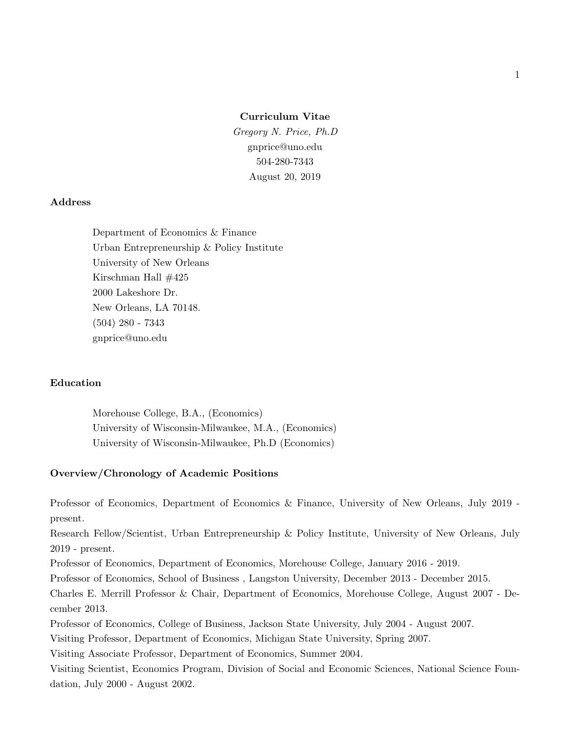# Curriculum Vitae

*Gregory N. Price, Ph.D*
gnprice@uno.edu
504-280-7343
August 20, 2019

## Address

Department of Economics & Finance
Urban Entrepreneurship & Policy Institute
University of New Orleans
Kirschman Hall #425
2000 Lakeshore Dr.
New Orleans, LA 70148.
(504) 280 - 7343
gnprice@uno.edu

## Education

Morehouse College, B.A., (Economics)
University of Wisconsin-Milwaukee, M.A., (Economics)
University of Wisconsin-Milwaukee, Ph.D (Economics)

## Overview/Chronology of Academic Positions

Professor of Economics, Department of Economics & Finance, University of New Orleans, July 2019 - present.
Research Fellow/Scientist, Urban Entrepreneurship & Policy Institute, University of New Orleans, July 2019 - present.
Professor of Economics, Department of Economics, Morehouse College, January 2016 - 2019.
Professor of Economics, School of Business , Langston University, December 2013 - December 2015.
Charles E. Merrill Professor & Chair, Department of Economics, Morehouse College, August 2007 - December 2013.
Professor of Economics, College of Business, Jackson State University, July 2004 - August 2007.
Visiting Professor, Department of Economics, Michigan State University, Spring 2007.
Visiting Associate Professor, Department of Economics, Summer 2004.
Visiting Scientist, Economics Program, Division of Social and Economic Sciences, National Science Foundation, July 2000 - August 2002.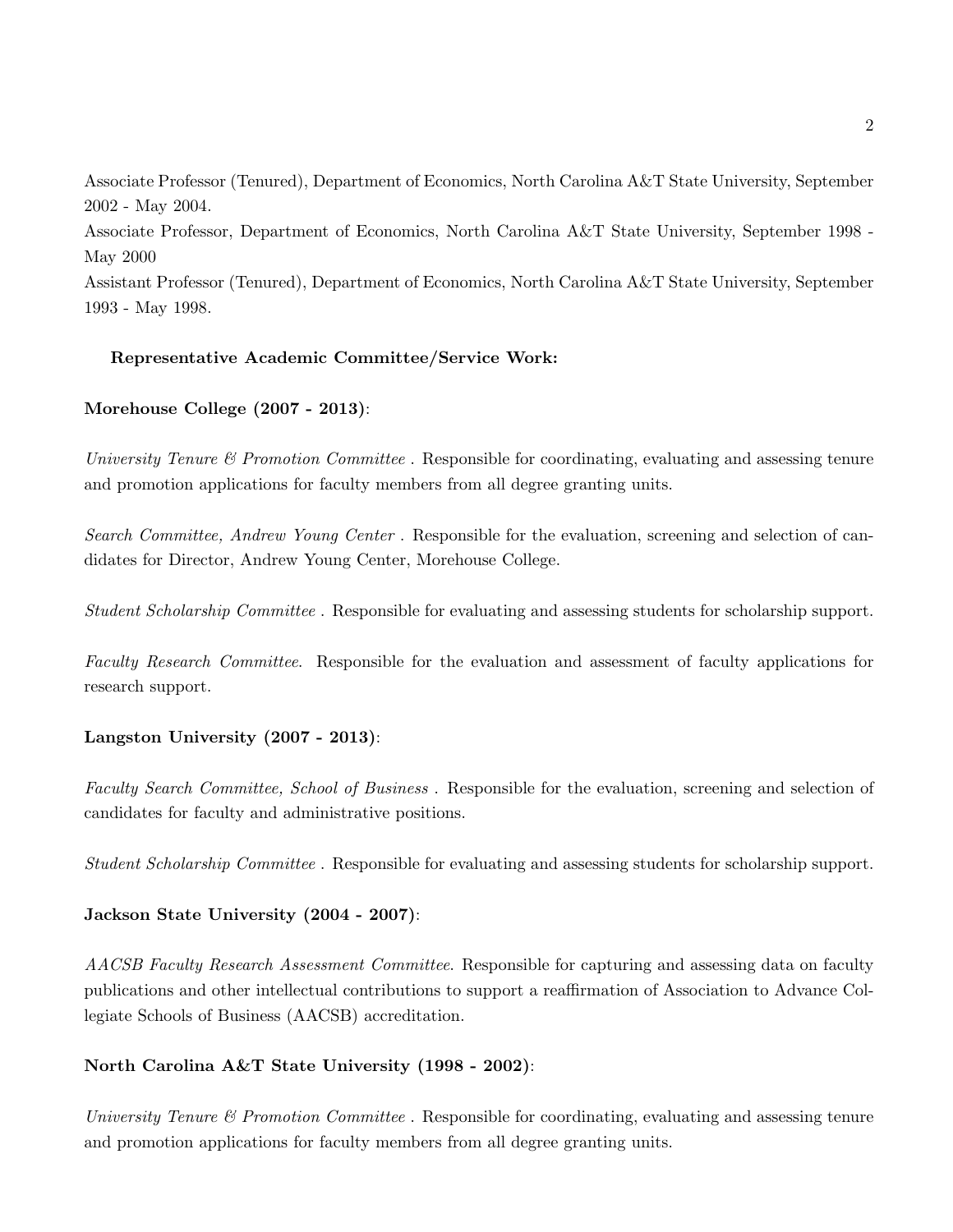Associate Professor (Tenured), Department of Economics, North Carolina A&T State University, September 2002 - May 2004.
Associate Professor, Department of Economics, North Carolina A&T State University, September 1998 - May 2000
Assistant Professor (Tenured), Department of Economics, North Carolina A&T State University, September 1993 - May 1998.

**Representative Academic Committee/Service Work:**

**Morehouse College (2007 - 2013)**:

*University Tenure & Promotion Committee* . Responsible for coordinating, evaluating and assessing tenure and promotion applications for faculty members from all degree granting units.

*Search Committee, Andrew Young Center* . Responsible for the evaluation, screening and selection of candidates for Director, Andrew Young Center, Morehouse College.

*Student Scholarship Committee* . Responsible for evaluating and assessing students for scholarship support.

*Faculty Research Committee*. Responsible for the evaluation and assessment of faculty applications for research support.

**Langston University (2007 - 2013)**:

*Faculty Search Committee, School of Business* . Responsible for the evaluation, screening and selection of candidates for faculty and administrative positions.

*Student Scholarship Committee* . Responsible for evaluating and assessing students for scholarship support.

**Jackson State University (2004 - 2007)**:

*AACSB Faculty Research Assessment Committee*. Responsible for capturing and assessing data on faculty publications and other intellectual contributions to support a reaffirmation of Association to Advance Collegiate Schools of Business (AACSB) accreditation.

**North Carolina A&T State University (1998 - 2002)**:

*University Tenure & Promotion Committee* . Responsible for coordinating, evaluating and assessing tenure and promotion applications for faculty members from all degree granting units.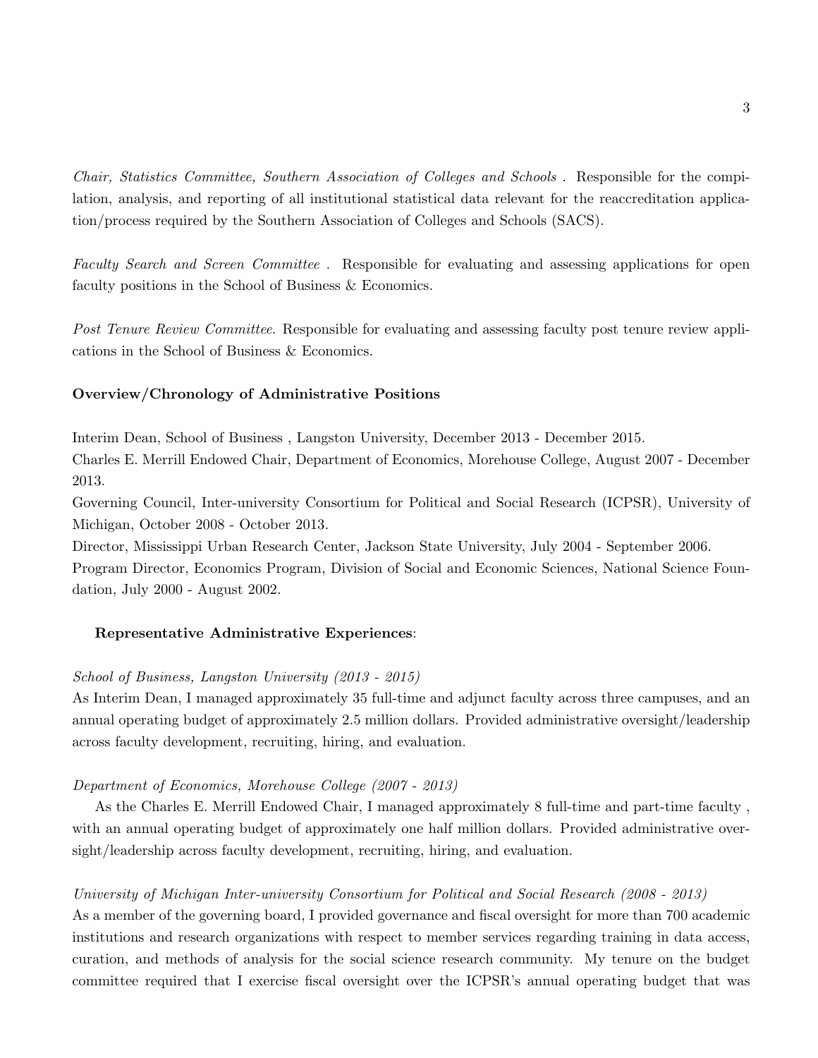*Chair, Statistics Committee, Southern Association of Colleges and Schools* . Responsible for the compilation, analysis, and reporting of all institutional statistical data relevant for the reaccreditation application/process required by the Southern Association of Colleges and Schools (SACS).

*Faculty Search and Screen Committee* . Responsible for evaluating and assessing applications for open faculty positions in the School of Business & Economics.

*Post Tenure Review Committee*. Responsible for evaluating and assessing faculty post tenure review applications in the School of Business & Economics.

**Overview/Chronology of Administrative Positions**

Interim Dean, School of Business , Langston University, December 2013 - December 2015.
Charles E. Merrill Endowed Chair, Department of Economics, Morehouse College, August 2007 - December 2013.
Governing Council, Inter-university Consortium for Political and Social Research (ICPSR), University of Michigan, October 2008 - October 2013.
Director, Mississippi Urban Research Center, Jackson State University, July 2004 - September 2006.
Program Director, Economics Program, Division of Social and Economic Sciences, National Science Foundation, July 2000 - August 2002.

**Representative Administrative Experiences**:

*School of Business, Langston University (2013 - 2015)*
As Interim Dean, I managed approximately 35 full-time and adjunct faculty across three campuses, and an annual operating budget of approximately 2.5 million dollars. Provided administrative oversight/leadership across faculty development, recruiting, hiring, and evaluation.

*Department of Economics, Morehouse College (2007 - 2013)*
As the Charles E. Merrill Endowed Chair, I managed approximately 8 full-time and part-time faculty , with an annual operating budget of approximately one half million dollars. Provided administrative oversight/leadership across faculty development, recruiting, hiring, and evaluation.

*University of Michigan Inter-university Consortium for Political and Social Research (2008 - 2013)*
As a member of the governing board, I provided governance and fiscal oversight for more than 700 academic institutions and research organizations with respect to member services regarding training in data access, curation, and methods of analysis for the social science research community. My tenure on the budget committee required that I exercise fiscal oversight over the ICPSR's annual operating budget that was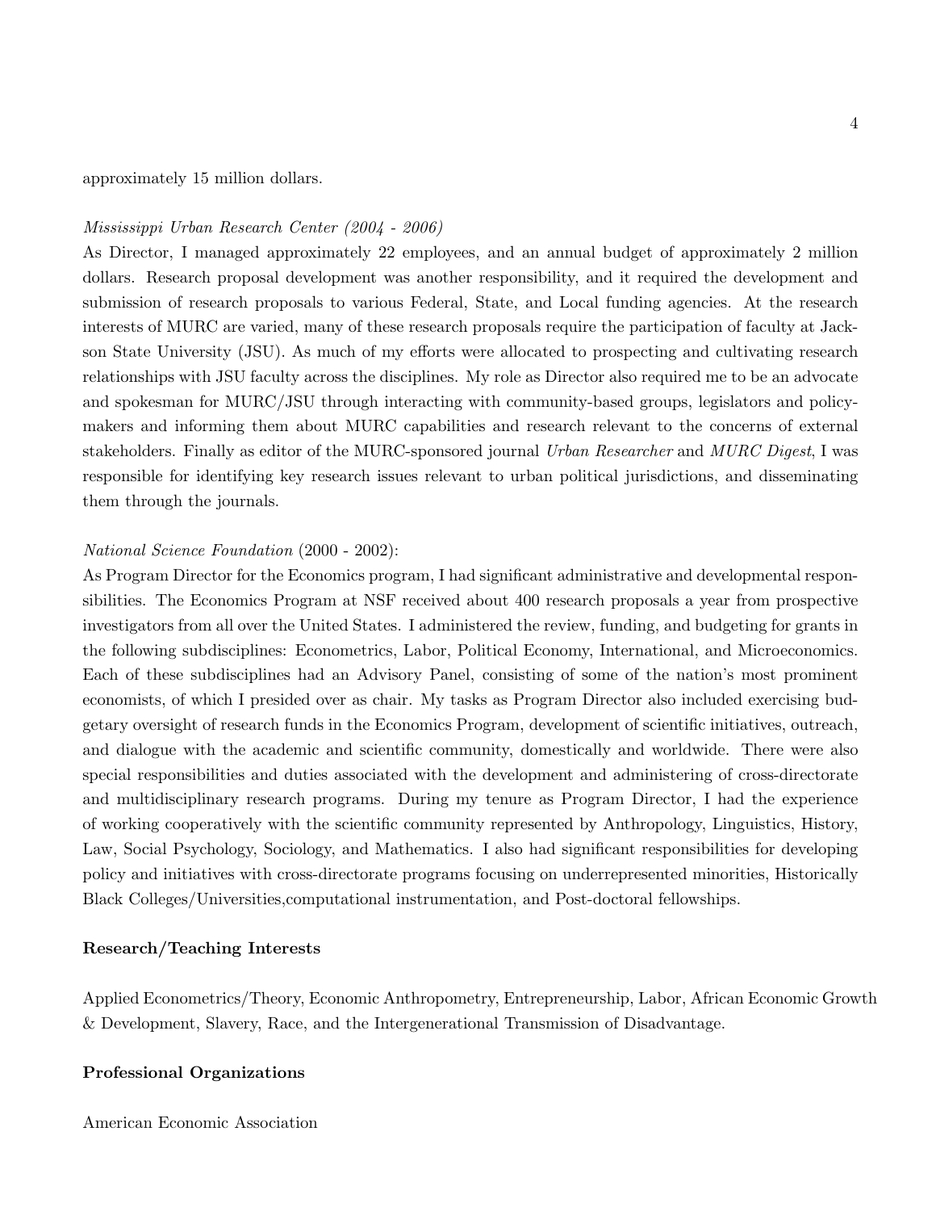approximately 15 million dollars.

*Mississippi Urban Research Center (2004 - 2006)*
As Director, I managed approximately 22 employees, and an annual budget of approximately 2 million dollars. Research proposal development was another responsibility, and it required the development and submission of research proposals to various Federal, State, and Local funding agencies. At the research interests of MURC are varied, many of these research proposals require the participation of faculty at Jackson State University (JSU). As much of my efforts were allocated to prospecting and cultivating research relationships with JSU faculty across the disciplines. My role as Director also required me to be an advocate and spokesman for MURC/JSU through interacting with community-based groups, legislators and policymakers and informing them about MURC capabilities and research relevant to the concerns of external stakeholders. Finally as editor of the MURC-sponsored journal *Urban Researcher* and *MURC Digest*, I was responsible for identifying key research issues relevant to urban political jurisdictions, and disseminating them through the journals.

*National Science Foundation* (2000 - 2002):
As Program Director for the Economics program, I had significant administrative and developmental responsibilities. The Economics Program at NSF received about 400 research proposals a year from prospective investigators from all over the United States. I administered the review, funding, and budgeting for grants in the following subdisciplines: Econometrics, Labor, Political Economy, International, and Microeconomics. Each of these subdisciplines had an Advisory Panel, consisting of some of the nation's most prominent economists, of which I presided over as chair. My tasks as Program Director also included exercising budgetary oversight of research funds in the Economics Program, development of scientific initiatives, outreach, and dialogue with the academic and scientific community, domestically and worldwide. There were also special responsibilities and duties associated with the development and administering of cross-directorate and multidisciplinary research programs. During my tenure as Program Director, I had the experience of working cooperatively with the scientific community represented by Anthropology, Linguistics, History, Law, Social Psychology, Sociology, and Mathematics. I also had significant responsibilities for developing policy and initiatives with cross-directorate programs focusing on underrepresented minorities, Historically Black Colleges/Universities,computational instrumentation, and Post-doctoral fellowships.

**Research/Teaching Interests**

Applied Econometrics/Theory, Economic Anthropometry, Entrepreneurship, Labor, African Economic Growth & Development, Slavery, Race, and the Intergenerational Transmission of Disadvantage.

**Professional Organizations**

American Economic Association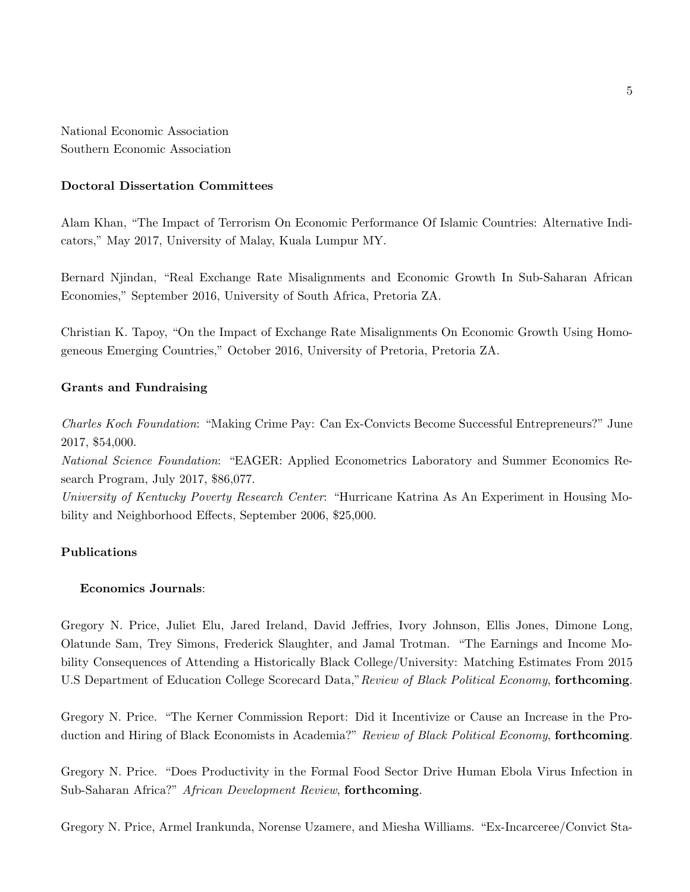National Economic Association
Southern Economic Association

**Doctoral Dissertation Committees**

Alam Khan, "The Impact of Terrorism On Economic Performance Of Islamic Countries: Alternative Indicators," May 2017, University of Malay, Kuala Lumpur MY.

Bernard Njindan, "Real Exchange Rate Misalignments and Economic Growth In Sub-Saharan African Economies," September 2016, University of South Africa, Pretoria ZA.

Christian K. Tapoy, "On the Impact of Exchange Rate Misalignments On Economic Growth Using Homogeneous Emerging Countries," October 2016, University of Pretoria, Pretoria ZA.

**Grants and Fundraising**

*Charles Koch Foundation*: "Making Crime Pay: Can Ex-Convicts Become Successful Entrepreneurs?" June 2017, $54,000.
*National Science Foundation*: "EAGER: Applied Econometrics Laboratory and Summer Economics Research Program, July 2017, $86,077.
*University of Kentucky Poverty Research Center*: "Hurricane Katrina As An Experiment in Housing Mobility and Neighborhood Effects, September 2006, $25,000.

**Publications**

**Economics Journals**:

Gregory N. Price, Juliet Elu, Jared Ireland, David Jeffries, Ivory Johnson, Ellis Jones, Dimone Long, Olatunde Sam, Trey Simons, Frederick Slaughter, and Jamal Trotman. "The Earnings and Income Mobility Consequences of Attending a Historically Black College/University: Matching Estimates From 2015 U.S Department of Education College Scorecard Data,"*Review of Black Political Economy*, **forthcoming**.

Gregory N. Price. "The Kerner Commission Report: Did it Incentivize or Cause an Increase in the Production and Hiring of Black Economists in Academia?" *Review of Black Political Economy*, **forthcoming**.

Gregory N. Price. "Does Productivity in the Formal Food Sector Drive Human Ebola Virus Infection in Sub-Saharan Africa?" *African Development Review*, **forthcoming**.

Gregory N. Price, Armel Irankunda, Norense Uzamere, and Miesha Williams. "Ex-Incarceree/Convict Sta-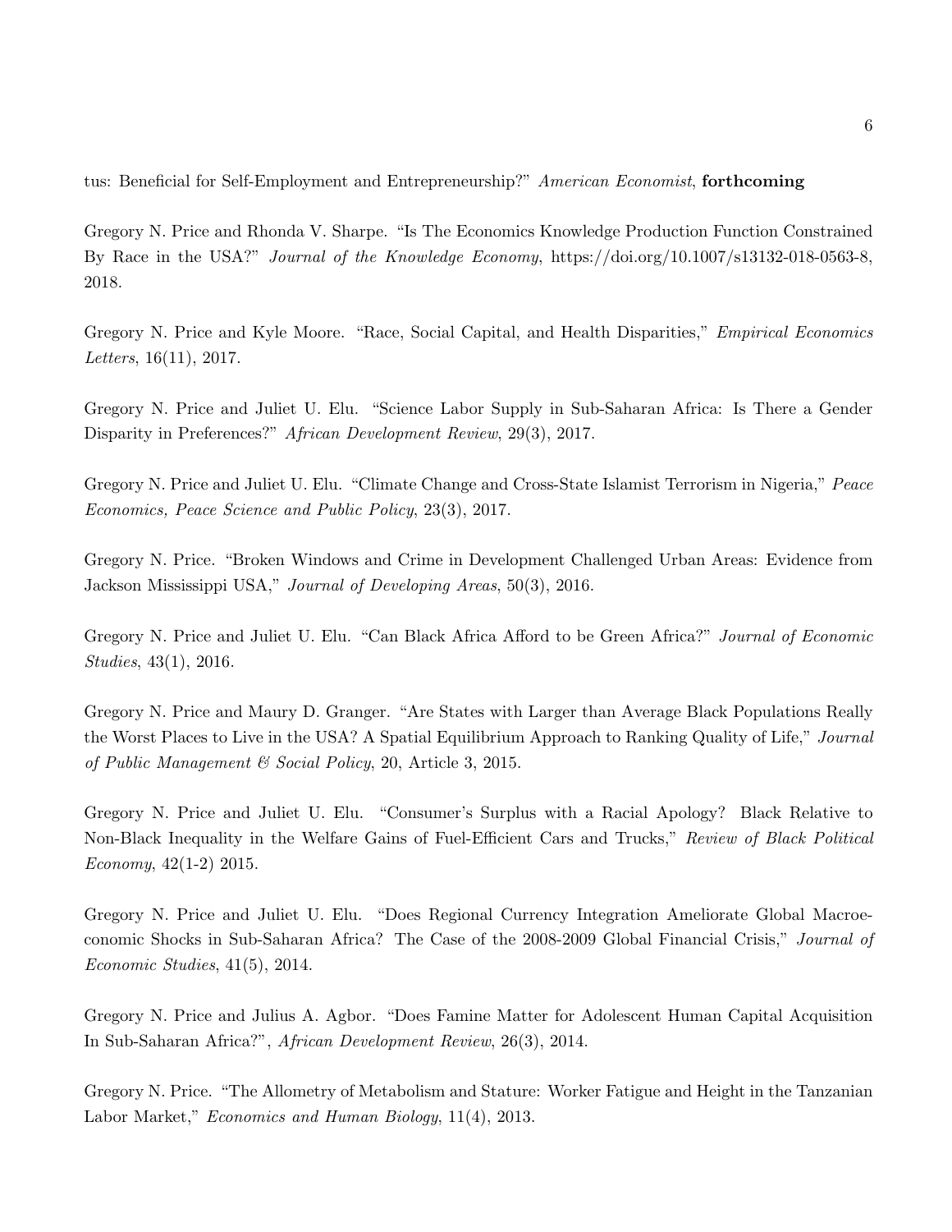tus: Beneficial for Self-Employment and Entrepreneurship?" *American Economist*, **forthcoming**

Gregory N. Price and Rhonda V. Sharpe. "Is The Economics Knowledge Production Function Constrained By Race in the USA?" *Journal of the Knowledge Economy*, https://doi.org/10.1007/s13132-018-0563-8, 2018.

Gregory N. Price and Kyle Moore. "Race, Social Capital, and Health Disparities," *Empirical Economics Letters*, 16(11), 2017.

Gregory N. Price and Juliet U. Elu. "Science Labor Supply in Sub-Saharan Africa: Is There a Gender Disparity in Preferences?" *African Development Review*, 29(3), 2017.

Gregory N. Price and Juliet U. Elu. "Climate Change and Cross-State Islamist Terrorism in Nigeria," *Peace Economics, Peace Science and Public Policy*, 23(3), 2017.

Gregory N. Price. "Broken Windows and Crime in Development Challenged Urban Areas: Evidence from Jackson Mississippi USA," *Journal of Developing Areas*, 50(3), 2016.

Gregory N. Price and Juliet U. Elu. "Can Black Africa Afford to be Green Africa?" *Journal of Economic Studies*, 43(1), 2016.

Gregory N. Price and Maury D. Granger. "Are States with Larger than Average Black Populations Really the Worst Places to Live in the USA? A Spatial Equilibrium Approach to Ranking Quality of Life," *Journal of Public Management & Social Policy*, 20, Article 3, 2015.

Gregory N. Price and Juliet U. Elu. "Consumer's Surplus with a Racial Apology? Black Relative to Non-Black Inequality in the Welfare Gains of Fuel-Efficient Cars and Trucks," *Review of Black Political Economy*, 42(1-2) 2015.

Gregory N. Price and Juliet U. Elu. "Does Regional Currency Integration Ameliorate Global Macroeconomic Shocks in Sub-Saharan Africa? The Case of the 2008-2009 Global Financial Crisis," *Journal of Economic Studies*, 41(5), 2014.

Gregory N. Price and Julius A. Agbor. "Does Famine Matter for Adolescent Human Capital Acquisition In Sub-Saharan Africa?", *African Development Review*, 26(3), 2014.

Gregory N. Price. "The Allometry of Metabolism and Stature: Worker Fatigue and Height in the Tanzanian Labor Market," *Economics and Human Biology*, 11(4), 2013.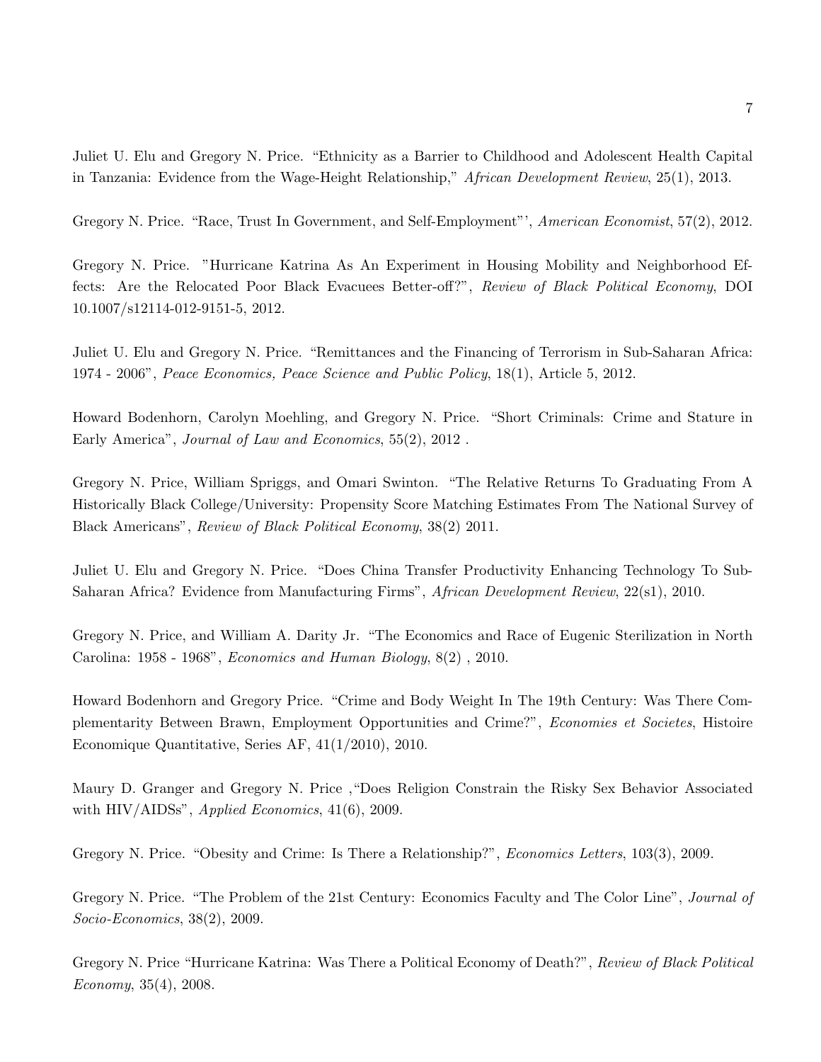Juliet U. Elu and Gregory N. Price. “Ethnicity as a Barrier to Childhood and Adolescent Health Capital in Tanzania: Evidence from the Wage-Height Relationship,” *African Development Review*, 25(1), 2013.

Gregory N. Price. “Race, Trust In Government, and Self-Employment”’, *American Economist*, 57(2), 2012.

Gregory N. Price. ”Hurricane Katrina As An Experiment in Housing Mobility and Neighborhood Effects: Are the Relocated Poor Black Evacuees Better-off?”, *Review of Black Political Economy*, DOI 10.1007/s12114-012-9151-5, 2012.

Juliet U. Elu and Gregory N. Price. “Remittances and the Financing of Terrorism in Sub-Saharan Africa: 1974 - 2006”, *Peace Economics, Peace Science and Public Policy*, 18(1), Article 5, 2012.

Howard Bodenhorn, Carolyn Moehling, and Gregory N. Price. “Short Criminals: Crime and Stature in Early America”, *Journal of Law and Economics*, 55(2), 2012 .

Gregory N. Price, William Spriggs, and Omari Swinton. “The Relative Returns To Graduating From A Historically Black College/University: Propensity Score Matching Estimates From The National Survey of Black Americans”, *Review of Black Political Economy*, 38(2) 2011.

Juliet U. Elu and Gregory N. Price. “Does China Transfer Productivity Enhancing Technology To Sub-Saharan Africa? Evidence from Manufacturing Firms”, *African Development Review*, 22(s1), 2010.

Gregory N. Price, and William A. Darity Jr. “The Economics and Race of Eugenic Sterilization in North Carolina: 1958 - 1968”, *Economics and Human Biology*, 8(2) , 2010.

Howard Bodenhorn and Gregory Price. “Crime and Body Weight In The 19th Century: Was There Complementarity Between Brawn, Employment Opportunities and Crime?”, *Economies et Societes*, Histoire Economique Quantitative, Series AF, 41(1/2010), 2010.

Maury D. Granger and Gregory N. Price ,“Does Religion Constrain the Risky Sex Behavior Associated with HIV/AIDSs”, *Applied Economics*, 41(6), 2009.

Gregory N. Price. “Obesity and Crime: Is There a Relationship?”, *Economics Letters*, 103(3), 2009.

Gregory N. Price. “The Problem of the 21st Century: Economics Faculty and The Color Line”, *Journal of Socio-Economics*, 38(2), 2009.

Gregory N. Price “Hurricane Katrina: Was There a Political Economy of Death?”, *Review of Black Political Economy*, 35(4), 2008.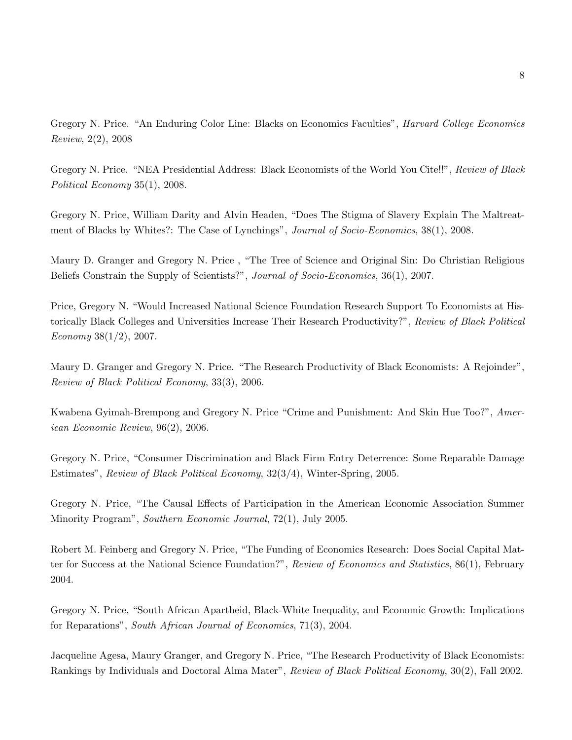Gregory N. Price. "An Enduring Color Line: Blacks on Economics Faculties", *Harvard College Economics Review*, 2(2), 2008

Gregory N. Price. "NEA Presidential Address: Black Economists of the World You Cite!!", *Review of Black Political Economy* 35(1), 2008.

Gregory N. Price, William Darity and Alvin Headen, "Does The Stigma of Slavery Explain The Maltreatment of Blacks by Whites?: The Case of Lynchings", *Journal of Socio-Economics*, 38(1), 2008.

Maury D. Granger and Gregory N. Price , "The Tree of Science and Original Sin: Do Christian Religious Beliefs Constrain the Supply of Scientists?", *Journal of Socio-Economics*, 36(1), 2007.

Price, Gregory N. "Would Increased National Science Foundation Research Support To Economists at Historically Black Colleges and Universities Increase Their Research Productivity?", *Review of Black Political Economy* 38(1/2), 2007.

Maury D. Granger and Gregory N. Price. "The Research Productivity of Black Economists: A Rejoinder", *Review of Black Political Economy*, 33(3), 2006.

Kwabena Gyimah-Brempong and Gregory N. Price "Crime and Punishment: And Skin Hue Too?", *American Economic Review*, 96(2), 2006.

Gregory N. Price, "Consumer Discrimination and Black Firm Entry Deterrence: Some Reparable Damage Estimates", *Review of Black Political Economy*, 32(3/4), Winter-Spring, 2005.

Gregory N. Price, "The Causal Effects of Participation in the American Economic Association Summer Minority Program", *Southern Economic Journal*, 72(1), July 2005.

Robert M. Feinberg and Gregory N. Price, "The Funding of Economics Research: Does Social Capital Matter for Success at the National Science Foundation?", *Review of Economics and Statistics*, 86(1), February 2004.

Gregory N. Price, "South African Apartheid, Black-White Inequality, and Economic Growth: Implications for Reparations", *South African Journal of Economics*, 71(3), 2004.

Jacqueline Agesa, Maury Granger, and Gregory N. Price, "The Research Productivity of Black Economists: Rankings by Individuals and Doctoral Alma Mater", *Review of Black Political Economy*, 30(2), Fall 2002.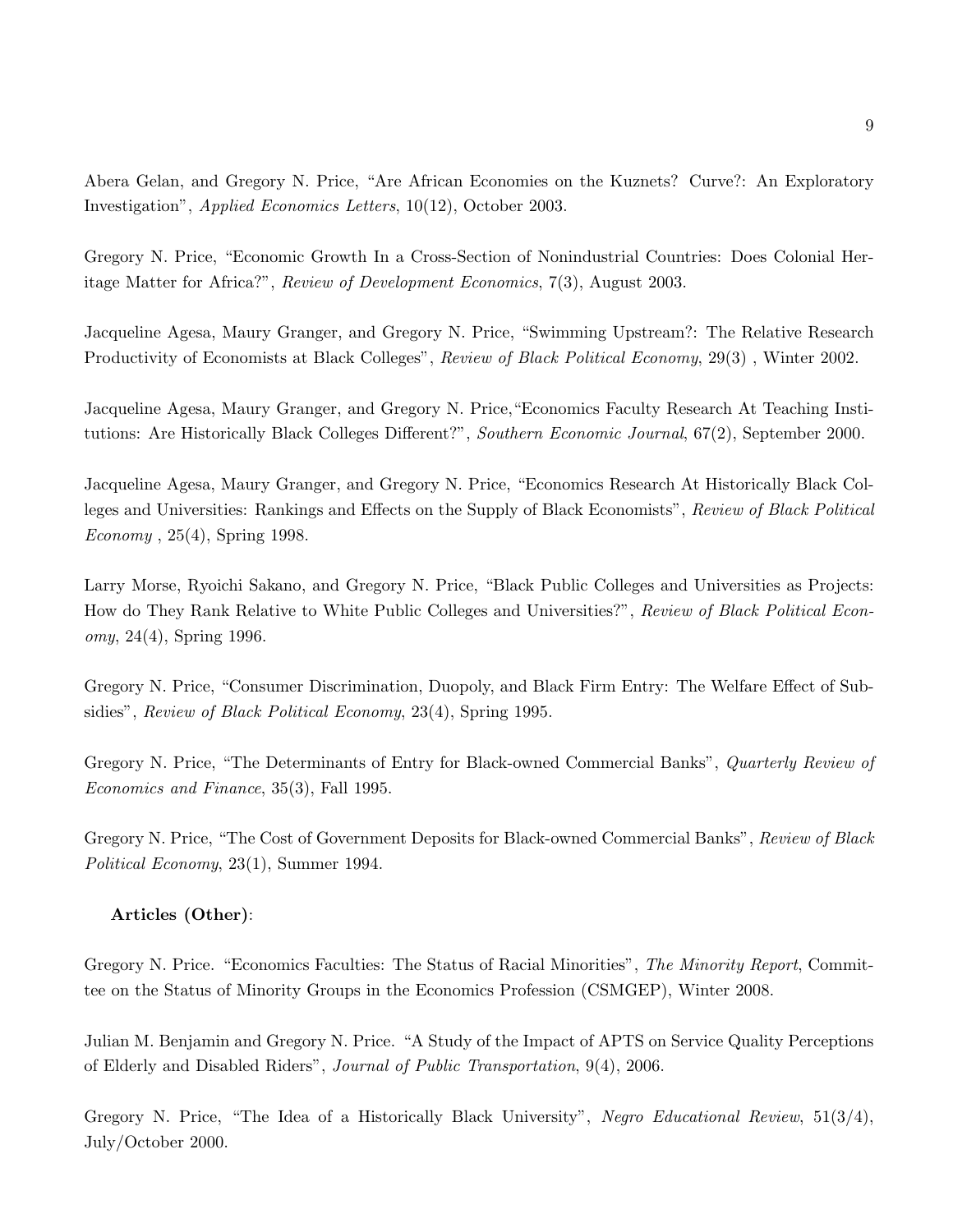Abera Gelan, and Gregory N. Price, "Are African Economies on the Kuznets? Curve?: An Exploratory Investigation", *Applied Economics Letters*, 10(12), October 2003.

Gregory N. Price, "Economic Growth In a Cross-Section of Nonindustrial Countries: Does Colonial Heritage Matter for Africa?", *Review of Development Economics*, 7(3), August 2003.

Jacqueline Agesa, Maury Granger, and Gregory N. Price, "Swimming Upstream?: The Relative Research Productivity of Economists at Black Colleges", *Review of Black Political Economy*, 29(3) , Winter 2002.

Jacqueline Agesa, Maury Granger, and Gregory N. Price,"Economics Faculty Research At Teaching Institutions: Are Historically Black Colleges Different?", *Southern Economic Journal*, 67(2), September 2000.

Jacqueline Agesa, Maury Granger, and Gregory N. Price, "Economics Research At Historically Black Colleges and Universities: Rankings and Effects on the Supply of Black Economists", *Review of Black Political Economy* , 25(4), Spring 1998.

Larry Morse, Ryoichi Sakano, and Gregory N. Price, "Black Public Colleges and Universities as Projects: How do They Rank Relative to White Public Colleges and Universities?", *Review of Black Political Economy*, 24(4), Spring 1996.

Gregory N. Price, "Consumer Discrimination, Duopoly, and Black Firm Entry: The Welfare Effect of Subsidies", *Review of Black Political Economy*, 23(4), Spring 1995.

Gregory N. Price, "The Determinants of Entry for Black-owned Commercial Banks", *Quarterly Review of Economics and Finance*, 35(3), Fall 1995.

Gregory N. Price, "The Cost of Government Deposits for Black-owned Commercial Banks", *Review of Black Political Economy*, 23(1), Summer 1994.

**Articles (Other)**:

Gregory N. Price. "Economics Faculties: The Status of Racial Minorities", *The Minority Report*, Committee on the Status of Minority Groups in the Economics Profession (CSMGEP), Winter 2008.

Julian M. Benjamin and Gregory N. Price. "A Study of the Impact of APTS on Service Quality Perceptions of Elderly and Disabled Riders", *Journal of Public Transportation*, 9(4), 2006.

Gregory N. Price, "The Idea of a Historically Black University", *Negro Educational Review*, 51(3/4), July/October 2000.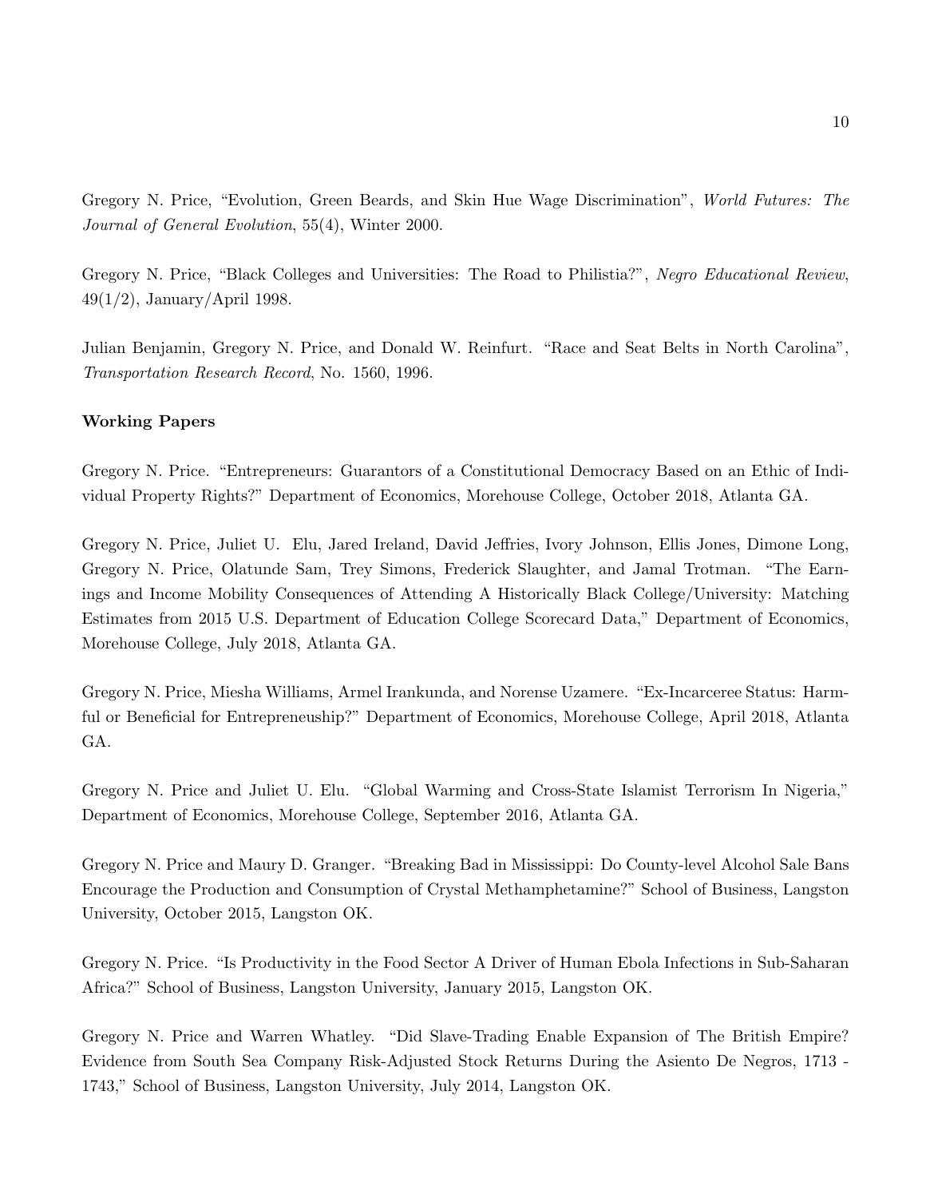Gregory N. Price, "Evolution, Green Beards, and Skin Hue Wage Discrimination", *World Futures: The Journal of General Evolution*, 55(4), Winter 2000.

Gregory N. Price, "Black Colleges and Universities: The Road to Philistia?", *Negro Educational Review*, 49(1/2), January/April 1998.

Julian Benjamin, Gregory N. Price, and Donald W. Reinfurt. "Race and Seat Belts in North Carolina", *Transportation Research Record*, No. 1560, 1996.

**Working Papers**

Gregory N. Price. "Entrepreneurs: Guarantors of a Constitutional Democracy Based on an Ethic of Individual Property Rights?" Department of Economics, Morehouse College, October 2018, Atlanta GA.

Gregory N. Price, Juliet U. Elu, Jared Ireland, David Jeffries, Ivory Johnson, Ellis Jones, Dimone Long, Gregory N. Price, Olatunde Sam, Trey Simons, Frederick Slaughter, and Jamal Trotman. "The Earnings and Income Mobility Consequences of Attending A Historically Black College/University: Matching Estimates from 2015 U.S. Department of Education College Scorecard Data," Department of Economics, Morehouse College, July 2018, Atlanta GA.

Gregory N. Price, Miesha Williams, Armel Irankunda, and Norense Uzamere. "Ex-Incarceree Status: Harmful or Beneficial for Entrepreneuship?" Department of Economics, Morehouse College, April 2018, Atlanta GA.

Gregory N. Price and Juliet U. Elu. "Global Warming and Cross-State Islamist Terrorism In Nigeria," Department of Economics, Morehouse College, September 2016, Atlanta GA.

Gregory N. Price and Maury D. Granger. "Breaking Bad in Mississippi: Do County-level Alcohol Sale Bans Encourage the Production and Consumption of Crystal Methamphetamine?" School of Business, Langston University, October 2015, Langston OK.

Gregory N. Price. "Is Productivity in the Food Sector A Driver of Human Ebola Infections in Sub-Saharan Africa?" School of Business, Langston University, January 2015, Langston OK.

Gregory N. Price and Warren Whatley. "Did Slave-Trading Enable Expansion of The British Empire? Evidence from South Sea Company Risk-Adjusted Stock Returns During the Asiento De Negros, 1713 - 1743," School of Business, Langston University, July 2014, Langston OK.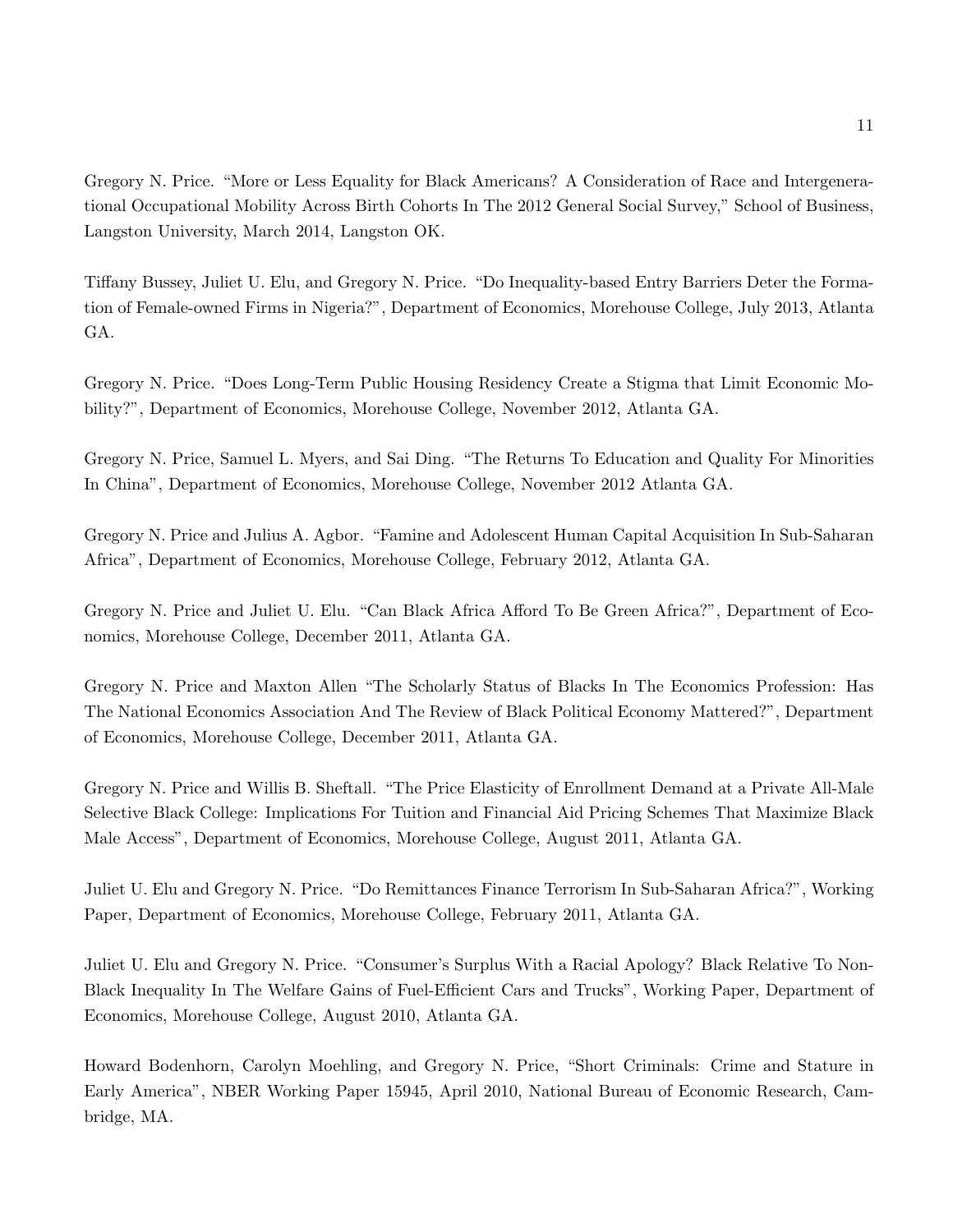Gregory N. Price. "More or Less Equality for Black Americans? A Consideration of Race and Intergenerational Occupational Mobility Across Birth Cohorts In The 2012 General Social Survey," School of Business, Langston University, March 2014, Langston OK.

Tiffany Bussey, Juliet U. Elu, and Gregory N. Price. "Do Inequality-based Entry Barriers Deter the Formation of Female-owned Firms in Nigeria?", Department of Economics, Morehouse College, July 2013, Atlanta GA.

Gregory N. Price. "Does Long-Term Public Housing Residency Create a Stigma that Limit Economic Mobility?", Department of Economics, Morehouse College, November 2012, Atlanta GA.

Gregory N. Price, Samuel L. Myers, and Sai Ding. "The Returns To Education and Quality For Minorities In China", Department of Economics, Morehouse College, November 2012 Atlanta GA.

Gregory N. Price and Julius A. Agbor. "Famine and Adolescent Human Capital Acquisition In Sub-Saharan Africa", Department of Economics, Morehouse College, February 2012, Atlanta GA.

Gregory N. Price and Juliet U. Elu. "Can Black Africa Afford To Be Green Africa?", Department of Economics, Morehouse College, December 2011, Atlanta GA.

Gregory N. Price and Maxton Allen "The Scholarly Status of Blacks In The Economics Profession: Has The National Economics Association And The Review of Black Political Economy Mattered?", Department of Economics, Morehouse College, December 2011, Atlanta GA.

Gregory N. Price and Willis B. Sheftall. "The Price Elasticity of Enrollment Demand at a Private All-Male Selective Black College: Implications For Tuition and Financial Aid Pricing Schemes That Maximize Black Male Access", Department of Economics, Morehouse College, August 2011, Atlanta GA.

Juliet U. Elu and Gregory N. Price. "Do Remittances Finance Terrorism In Sub-Saharan Africa?", Working Paper, Department of Economics, Morehouse College, February 2011, Atlanta GA.

Juliet U. Elu and Gregory N. Price. "Consumer's Surplus With a Racial Apology? Black Relative To Non-Black Inequality In The Welfare Gains of Fuel-Efficient Cars and Trucks", Working Paper, Department of Economics, Morehouse College, August 2010, Atlanta GA.

Howard Bodenhorn, Carolyn Moehling, and Gregory N. Price, "Short Criminals: Crime and Stature in Early America", NBER Working Paper 15945, April 2010, National Bureau of Economic Research, Cambridge, MA.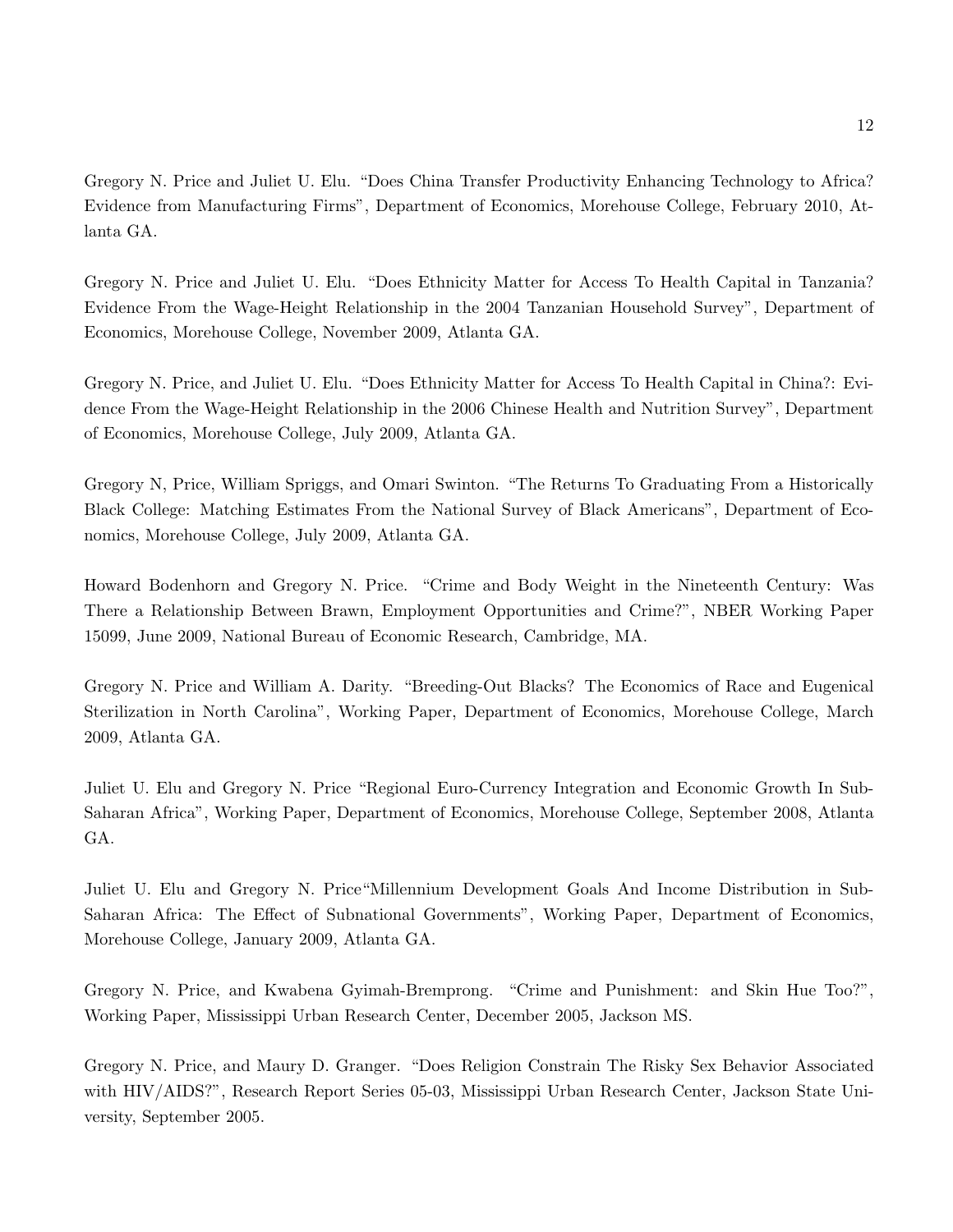Gregory N. Price and Juliet U. Elu. "Does China Transfer Productivity Enhancing Technology to Africa? Evidence from Manufacturing Firms", Department of Economics, Morehouse College, February 2010, Atlanta GA.

Gregory N. Price and Juliet U. Elu. "Does Ethnicity Matter for Access To Health Capital in Tanzania? Evidence From the Wage-Height Relationship in the 2004 Tanzanian Household Survey", Department of Economics, Morehouse College, November 2009, Atlanta GA.

Gregory N. Price, and Juliet U. Elu. "Does Ethnicity Matter for Access To Health Capital in China?: Evidence From the Wage-Height Relationship in the 2006 Chinese Health and Nutrition Survey", Department of Economics, Morehouse College, July 2009, Atlanta GA.

Gregory N, Price, William Spriggs, and Omari Swinton. "The Returns To Graduating From a Historically Black College: Matching Estimates From the National Survey of Black Americans", Department of Economics, Morehouse College, July 2009, Atlanta GA.

Howard Bodenhorn and Gregory N. Price. "Crime and Body Weight in the Nineteenth Century: Was There a Relationship Between Brawn, Employment Opportunities and Crime?", NBER Working Paper 15099, June 2009, National Bureau of Economic Research, Cambridge, MA.

Gregory N. Price and William A. Darity. "Breeding-Out Blacks? The Economics of Race and Eugenical Sterilization in North Carolina", Working Paper, Department of Economics, Morehouse College, March 2009, Atlanta GA.

Juliet U. Elu and Gregory N. Price "Regional Euro-Currency Integration and Economic Growth In Sub-Saharan Africa", Working Paper, Department of Economics, Morehouse College, September 2008, Atlanta GA.

Juliet U. Elu and Gregory N. Price"Millennium Development Goals And Income Distribution in Sub-Saharan Africa: The Effect of Subnational Governments", Working Paper, Department of Economics, Morehouse College, January 2009, Atlanta GA.

Gregory N. Price, and Kwabena Gyimah-Bremprong. "Crime and Punishment: and Skin Hue Too?", Working Paper, Mississippi Urban Research Center, December 2005, Jackson MS.

Gregory N. Price, and Maury D. Granger. "Does Religion Constrain The Risky Sex Behavior Associated with HIV/AIDS?", Research Report Series 05-03, Mississippi Urban Research Center, Jackson State University, September 2005.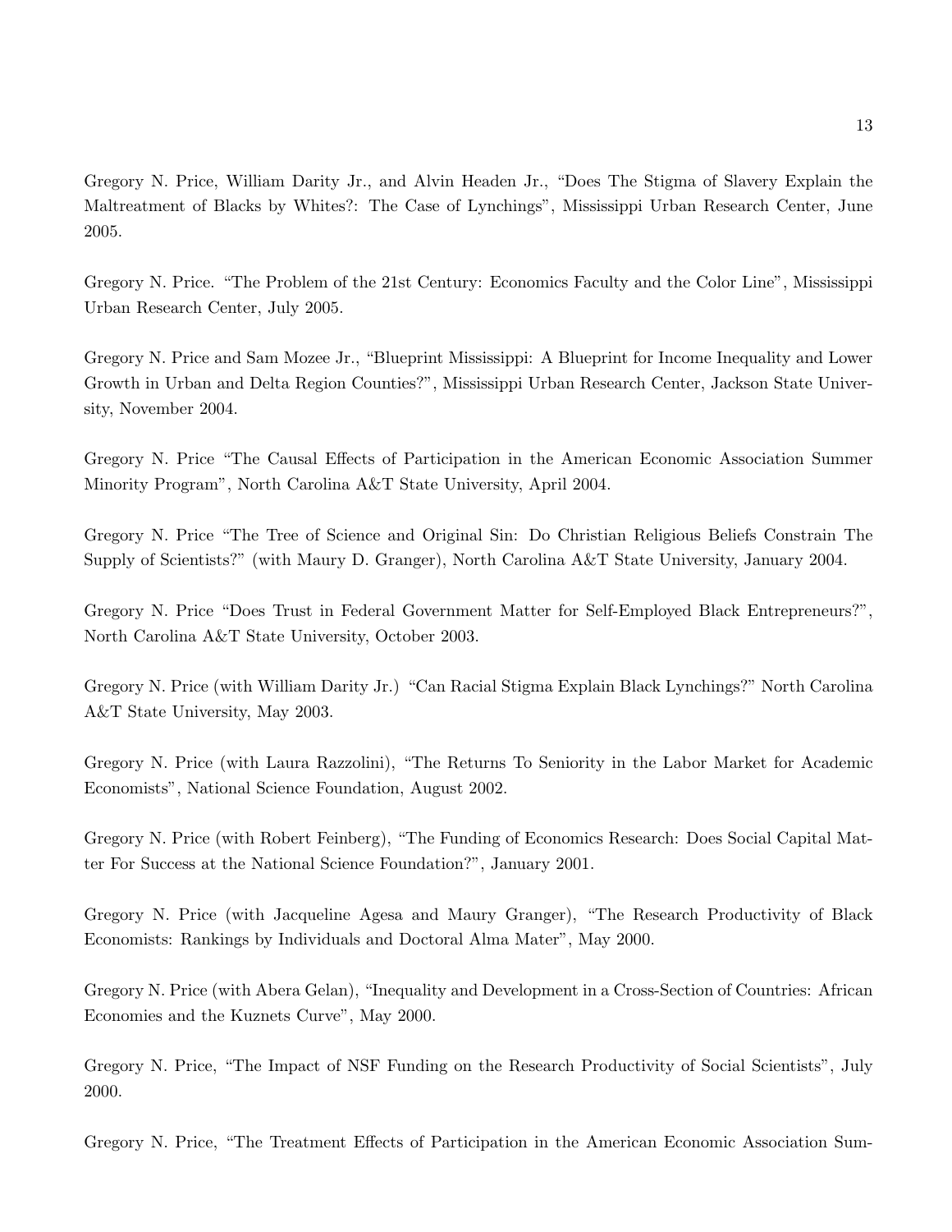Gregory N. Price, William Darity Jr., and Alvin Headen Jr., "Does The Stigma of Slavery Explain the Maltreatment of Blacks by Whites?: The Case of Lynchings", Mississippi Urban Research Center, June 2005.

Gregory N. Price. "The Problem of the 21st Century: Economics Faculty and the Color Line", Mississippi Urban Research Center, July 2005.

Gregory N. Price and Sam Mozee Jr., "Blueprint Mississippi: A Blueprint for Income Inequality and Lower Growth in Urban and Delta Region Counties?", Mississippi Urban Research Center, Jackson State University, November 2004.

Gregory N. Price "The Causal Effects of Participation in the American Economic Association Summer Minority Program", North Carolina A&T State University, April 2004.

Gregory N. Price "The Tree of Science and Original Sin: Do Christian Religious Beliefs Constrain The Supply of Scientists?" (with Maury D. Granger), North Carolina A&T State University, January 2004.

Gregory N. Price "Does Trust in Federal Government Matter for Self-Employed Black Entrepreneurs?", North Carolina A&T State University, October 2003.

Gregory N. Price (with William Darity Jr.) "Can Racial Stigma Explain Black Lynchings?" North Carolina A&T State University, May 2003.

Gregory N. Price (with Laura Razzolini), "The Returns To Seniority in the Labor Market for Academic Economists", National Science Foundation, August 2002.

Gregory N. Price (with Robert Feinberg), "The Funding of Economics Research: Does Social Capital Matter For Success at the National Science Foundation?", January 2001.

Gregory N. Price (with Jacqueline Agesa and Maury Granger), "The Research Productivity of Black Economists: Rankings by Individuals and Doctoral Alma Mater", May 2000.

Gregory N. Price (with Abera Gelan), "Inequality and Development in a Cross-Section of Countries: African Economies and the Kuznets Curve", May 2000.

Gregory N. Price, "The Impact of NSF Funding on the Research Productivity of Social Scientists", July 2000.

Gregory N. Price, "The Treatment Effects of Participation in the American Economic Association Sum-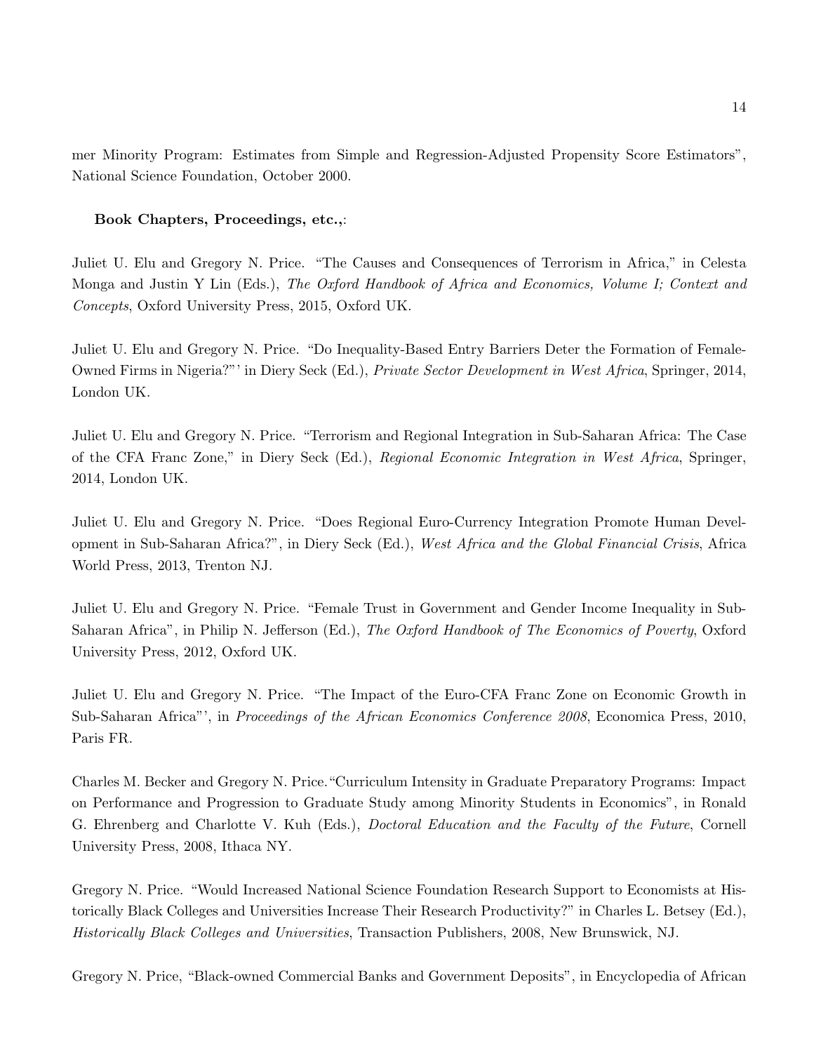mer Minority Program: Estimates from Simple and Regression-Adjusted Propensity Score Estimators", National Science Foundation, October 2000.

**Book Chapters, Proceedings, etc.,**:

Juliet U. Elu and Gregory N. Price. "The Causes and Consequences of Terrorism in Africa," in Celesta Monga and Justin Y Lin (Eds.), *The Oxford Handbook of Africa and Economics, Volume I; Context and Concepts*, Oxford University Press, 2015, Oxford UK.

Juliet U. Elu and Gregory N. Price. "Do Inequality-Based Entry Barriers Deter the Formation of Female-Owned Firms in Nigeria?"' in Diery Seck (Ed.), *Private Sector Development in West Africa*, Springer, 2014, London UK.

Juliet U. Elu and Gregory N. Price. "Terrorism and Regional Integration in Sub-Saharan Africa: The Case of the CFA Franc Zone," in Diery Seck (Ed.), *Regional Economic Integration in West Africa*, Springer, 2014, London UK.

Juliet U. Elu and Gregory N. Price. "Does Regional Euro-Currency Integration Promote Human Development in Sub-Saharan Africa?", in Diery Seck (Ed.), *West Africa and the Global Financial Crisis*, Africa World Press, 2013, Trenton NJ.

Juliet U. Elu and Gregory N. Price. "Female Trust in Government and Gender Income Inequality in Sub-Saharan Africa", in Philip N. Jefferson (Ed.), *The Oxford Handbook of The Economics of Poverty*, Oxford University Press, 2012, Oxford UK.

Juliet U. Elu and Gregory N. Price. "The Impact of the Euro-CFA Franc Zone on Economic Growth in Sub-Saharan Africa"', in *Proceedings of the African Economics Conference 2008*, Economica Press, 2010, Paris FR.

Charles M. Becker and Gregory N. Price. "Curriculum Intensity in Graduate Preparatory Programs: Impact on Performance and Progression to Graduate Study among Minority Students in Economics", in Ronald G. Ehrenberg and Charlotte V. Kuh (Eds.), *Doctoral Education and the Faculty of the Future*, Cornell University Press, 2008, Ithaca NY.

Gregory N. Price. "Would Increased National Science Foundation Research Support to Economists at Historically Black Colleges and Universities Increase Their Research Productivity?" in Charles L. Betsey (Ed.), *Historically Black Colleges and Universities*, Transaction Publishers, 2008, New Brunswick, NJ.

Gregory N. Price, "Black-owned Commercial Banks and Government Deposits", in Encyclopedia of African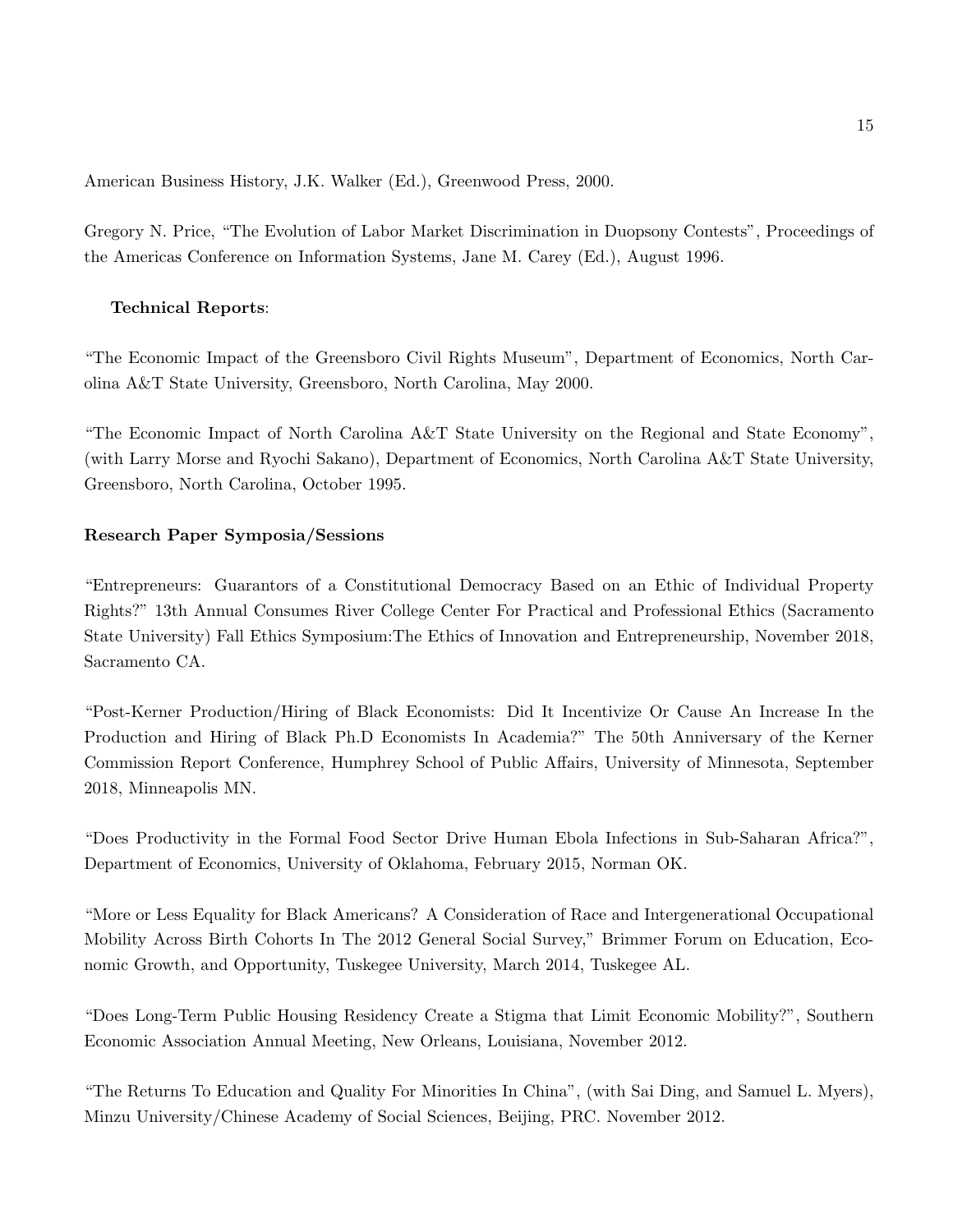American Business History, J.K. Walker (Ed.), Greenwood Press, 2000.

Gregory N. Price, "The Evolution of Labor Market Discrimination in Duopsony Contests", Proceedings of the Americas Conference on Information Systems, Jane M. Carey (Ed.), August 1996.

**Technical Reports**:

"The Economic Impact of the Greensboro Civil Rights Museum", Department of Economics, North Carolina A&T State University, Greensboro, North Carolina, May 2000.

"The Economic Impact of North Carolina A&T State University on the Regional and State Economy", (with Larry Morse and Ryochi Sakano), Department of Economics, North Carolina A&T State University, Greensboro, North Carolina, October 1995.

**Research Paper Symposia/Sessions**

"Entrepreneurs: Guarantors of a Constitutional Democracy Based on an Ethic of Individual Property Rights?" 13th Annual Consumes River College Center For Practical and Professional Ethics (Sacramento State University) Fall Ethics Symposium:The Ethics of Innovation and Entrepreneurship, November 2018, Sacramento CA.

"Post-Kerner Production/Hiring of Black Economists: Did It Incentivize Or Cause An Increase In the Production and Hiring of Black Ph.D Economists In Academia?" The 50th Anniversary of the Kerner Commission Report Conference, Humphrey School of Public Affairs, University of Minnesota, September 2018, Minneapolis MN.

"Does Productivity in the Formal Food Sector Drive Human Ebola Infections in Sub-Saharan Africa?", Department of Economics, University of Oklahoma, February 2015, Norman OK.

"More or Less Equality for Black Americans? A Consideration of Race and Intergenerational Occupational Mobility Across Birth Cohorts In The 2012 General Social Survey," Brimmer Forum on Education, Economic Growth, and Opportunity, Tuskegee University, March 2014, Tuskegee AL.

"Does Long-Term Public Housing Residency Create a Stigma that Limit Economic Mobility?", Southern Economic Association Annual Meeting, New Orleans, Louisiana, November 2012.

"The Returns To Education and Quality For Minorities In China", (with Sai Ding, and Samuel L. Myers), Minzu University/Chinese Academy of Social Sciences, Beijing, PRC. November 2012.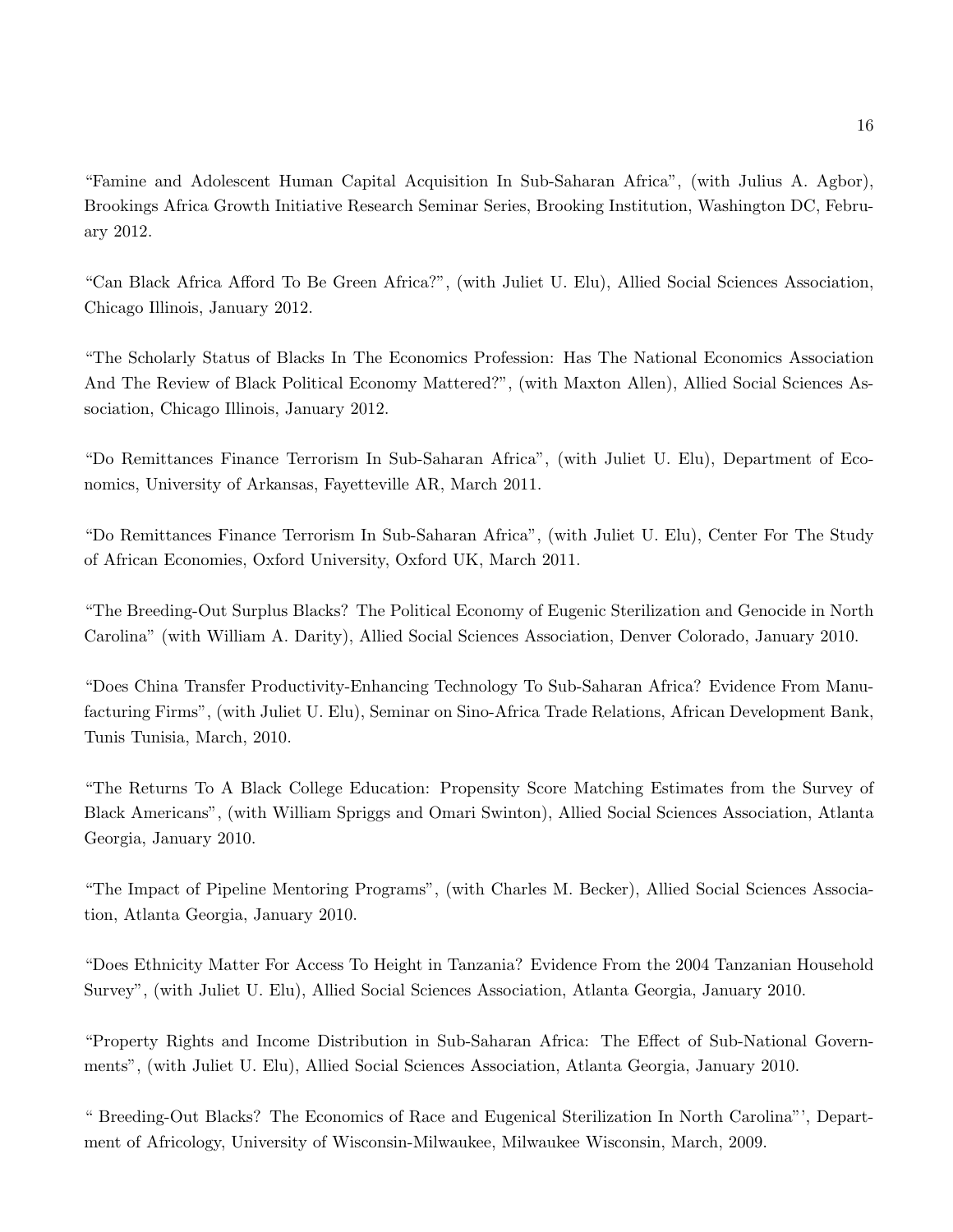"Famine and Adolescent Human Capital Acquisition In Sub-Saharan Africa", (with Julius A. Agbor), Brookings Africa Growth Initiative Research Seminar Series, Brooking Institution, Washington DC, February 2012.

"Can Black Africa Afford To Be Green Africa?", (with Juliet U. Elu), Allied Social Sciences Association, Chicago Illinois, January 2012.

"The Scholarly Status of Blacks In The Economics Profession: Has The National Economics Association And The Review of Black Political Economy Mattered?", (with Maxton Allen), Allied Social Sciences Association, Chicago Illinois, January 2012.

"Do Remittances Finance Terrorism In Sub-Saharan Africa", (with Juliet U. Elu), Department of Economics, University of Arkansas, Fayetteville AR, March 2011.

"Do Remittances Finance Terrorism In Sub-Saharan Africa", (with Juliet U. Elu), Center For The Study of African Economies, Oxford University, Oxford UK, March 2011.

"The Breeding-Out Surplus Blacks? The Political Economy of Eugenic Sterilization and Genocide in North Carolina" (with William A. Darity), Allied Social Sciences Association, Denver Colorado, January 2010.

"Does China Transfer Productivity-Enhancing Technology To Sub-Saharan Africa? Evidence From Manufacturing Firms", (with Juliet U. Elu), Seminar on Sino-Africa Trade Relations, African Development Bank, Tunis Tunisia, March, 2010.

"The Returns To A Black College Education: Propensity Score Matching Estimates from the Survey of Black Americans", (with William Spriggs and Omari Swinton), Allied Social Sciences Association, Atlanta Georgia, January 2010.

"The Impact of Pipeline Mentoring Programs", (with Charles M. Becker), Allied Social Sciences Association, Atlanta Georgia, January 2010.

"Does Ethnicity Matter For Access To Height in Tanzania? Evidence From the 2004 Tanzanian Household Survey", (with Juliet U. Elu), Allied Social Sciences Association, Atlanta Georgia, January 2010.

"Property Rights and Income Distribution in Sub-Saharan Africa: The Effect of Sub-National Governments", (with Juliet U. Elu), Allied Social Sciences Association, Atlanta Georgia, January 2010.

" Breeding-Out Blacks? The Economics of Race and Eugenical Sterilization In North Carolina"', Department of Africology, University of Wisconsin-Milwaukee, Milwaukee Wisconsin, March, 2009.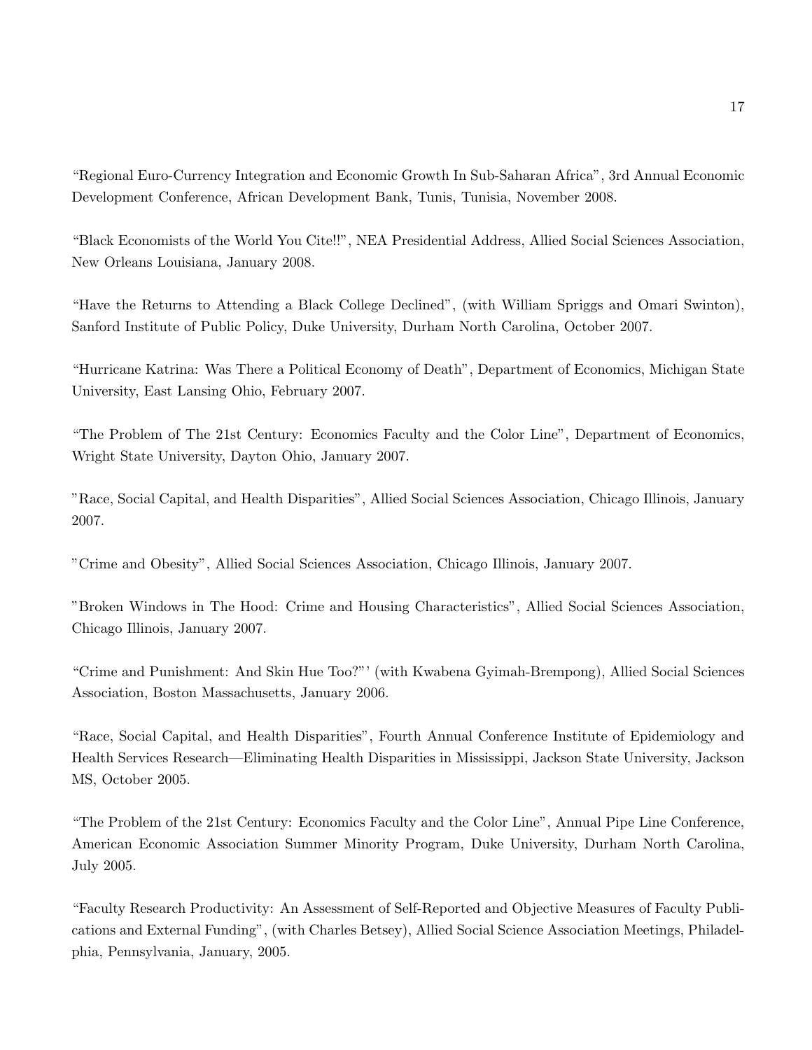“Regional Euro-Currency Integration and Economic Growth In Sub-Saharan Africa”, 3rd Annual Economic Development Conference, African Development Bank, Tunis, Tunisia, November 2008.

“Black Economists of the World You Cite!!”, NEA Presidential Address, Allied Social Sciences Association, New Orleans Louisiana, January 2008.

“Have the Returns to Attending a Black College Declined”, (with William Spriggs and Omari Swinton), Sanford Institute of Public Policy, Duke University, Durham North Carolina, October 2007.

“Hurricane Katrina: Was There a Political Economy of Death”, Department of Economics, Michigan State University, East Lansing Ohio, February 2007.

“The Problem of The 21st Century: Economics Faculty and the Color Line”, Department of Economics, Wright State University, Dayton Ohio, January 2007.

”Race, Social Capital, and Health Disparities”, Allied Social Sciences Association, Chicago Illinois, January 2007.

”Crime and Obesity”, Allied Social Sciences Association, Chicago Illinois, January 2007.

”Broken Windows in The Hood: Crime and Housing Characteristics”, Allied Social Sciences Association, Chicago Illinois, January 2007.

“Crime and Punishment: And Skin Hue Too?”’ (with Kwabena Gyimah-Brempong), Allied Social Sciences Association, Boston Massachusetts, January 2006.

“Race, Social Capital, and Health Disparities”, Fourth Annual Conference Institute of Epidemiology and Health Services Research—Eliminating Health Disparities in Mississippi, Jackson State University, Jackson MS, October 2005.

“The Problem of the 21st Century: Economics Faculty and the Color Line”, Annual Pipe Line Conference, American Economic Association Summer Minority Program, Duke University, Durham North Carolina, July 2005.

“Faculty Research Productivity: An Assessment of Self-Reported and Objective Measures of Faculty Publications and External Funding”, (with Charles Betsey), Allied Social Science Association Meetings, Philadelphia, Pennsylvania, January, 2005.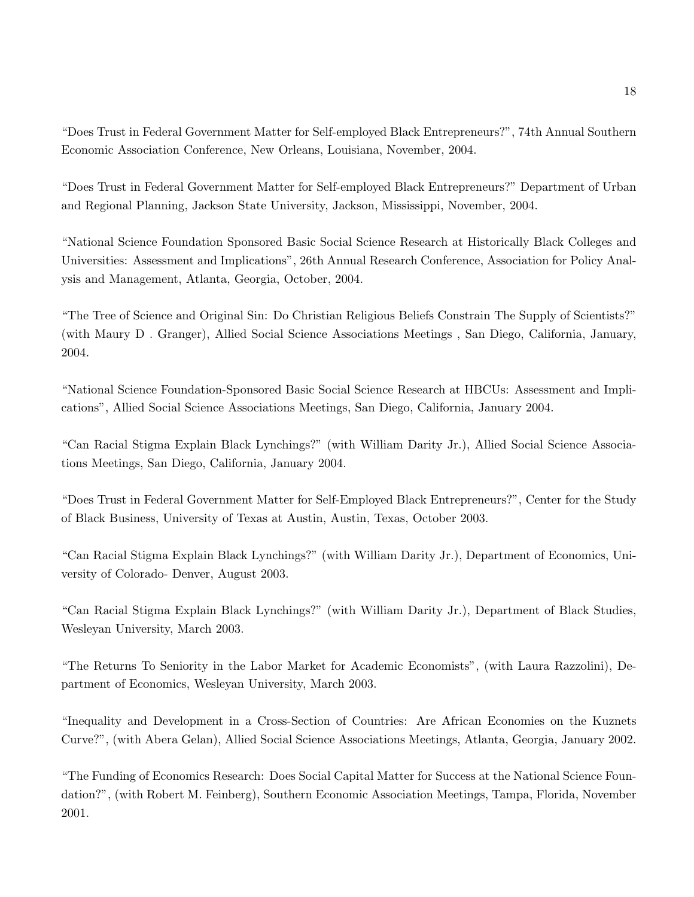"Does Trust in Federal Government Matter for Self-employed Black Entrepreneurs?", 74th Annual Southern Economic Association Conference, New Orleans, Louisiana, November, 2004.

"Does Trust in Federal Government Matter for Self-employed Black Entrepreneurs?" Department of Urban and Regional Planning, Jackson State University, Jackson, Mississippi, November, 2004.

"National Science Foundation Sponsored Basic Social Science Research at Historically Black Colleges and Universities: Assessment and Implications", 26th Annual Research Conference, Association for Policy Analysis and Management, Atlanta, Georgia, October, 2004.

"The Tree of Science and Original Sin: Do Christian Religious Beliefs Constrain The Supply of Scientists?" (with Maury D . Granger), Allied Social Science Associations Meetings , San Diego, California, January, 2004.

"National Science Foundation-Sponsored Basic Social Science Research at HBCUs: Assessment and Implications", Allied Social Science Associations Meetings, San Diego, California, January 2004.

"Can Racial Stigma Explain Black Lynchings?" (with William Darity Jr.), Allied Social Science Associations Meetings, San Diego, California, January 2004.

"Does Trust in Federal Government Matter for Self-Employed Black Entrepreneurs?", Center for the Study of Black Business, University of Texas at Austin, Austin, Texas, October 2003.

"Can Racial Stigma Explain Black Lynchings?" (with William Darity Jr.), Department of Economics, University of Colorado- Denver, August 2003.

"Can Racial Stigma Explain Black Lynchings?" (with William Darity Jr.), Department of Black Studies, Wesleyan University, March 2003.

"The Returns To Seniority in the Labor Market for Academic Economists", (with Laura Razzolini), Department of Economics, Wesleyan University, March 2003.

"Inequality and Development in a Cross-Section of Countries: Are African Economies on the Kuznets Curve?", (with Abera Gelan), Allied Social Science Associations Meetings, Atlanta, Georgia, January 2002.

"The Funding of Economics Research: Does Social Capital Matter for Success at the National Science Foundation?", (with Robert M. Feinberg), Southern Economic Association Meetings, Tampa, Florida, November 2001.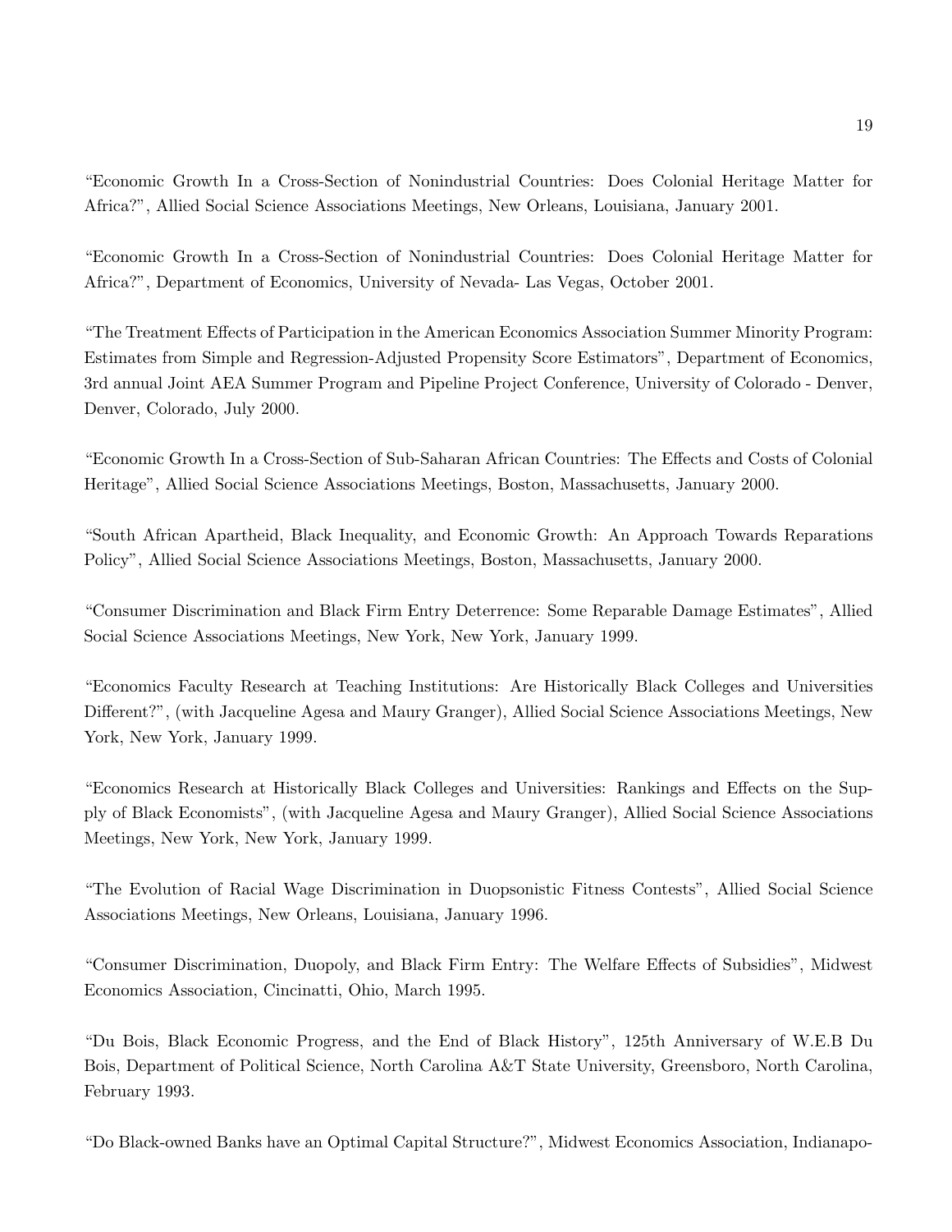"Economic Growth In a Cross-Section of Nonindustrial Countries: Does Colonial Heritage Matter for Africa?", Allied Social Science Associations Meetings, New Orleans, Louisiana, January 2001.

"Economic Growth In a Cross-Section of Nonindustrial Countries: Does Colonial Heritage Matter for Africa?", Department of Economics, University of Nevada- Las Vegas, October 2001.

"The Treatment Effects of Participation in the American Economics Association Summer Minority Program: Estimates from Simple and Regression-Adjusted Propensity Score Estimators", Department of Economics, 3rd annual Joint AEA Summer Program and Pipeline Project Conference, University of Colorado - Denver, Denver, Colorado, July 2000.

"Economic Growth In a Cross-Section of Sub-Saharan African Countries: The Effects and Costs of Colonial Heritage", Allied Social Science Associations Meetings, Boston, Massachusetts, January 2000.

"South African Apartheid, Black Inequality, and Economic Growth: An Approach Towards Reparations Policy", Allied Social Science Associations Meetings, Boston, Massachusetts, January 2000.

"Consumer Discrimination and Black Firm Entry Deterrence: Some Reparable Damage Estimates", Allied Social Science Associations Meetings, New York, New York, January 1999.

"Economics Faculty Research at Teaching Institutions: Are Historically Black Colleges and Universities Different?", (with Jacqueline Agesa and Maury Granger), Allied Social Science Associations Meetings, New York, New York, January 1999.

"Economics Research at Historically Black Colleges and Universities: Rankings and Effects on the Supply of Black Economists", (with Jacqueline Agesa and Maury Granger), Allied Social Science Associations Meetings, New York, New York, January 1999.

"The Evolution of Racial Wage Discrimination in Duopsonistic Fitness Contests", Allied Social Science Associations Meetings, New Orleans, Louisiana, January 1996.

"Consumer Discrimination, Duopoly, and Black Firm Entry: The Welfare Effects of Subsidies", Midwest Economics Association, Cincinatti, Ohio, March 1995.

"Du Bois, Black Economic Progress, and the End of Black History", 125th Anniversary of W.E.B Du Bois, Department of Political Science, North Carolina A&T State University, Greensboro, North Carolina, February 1993.

"Do Black-owned Banks have an Optimal Capital Structure?", Midwest Economics Association, Indianapo-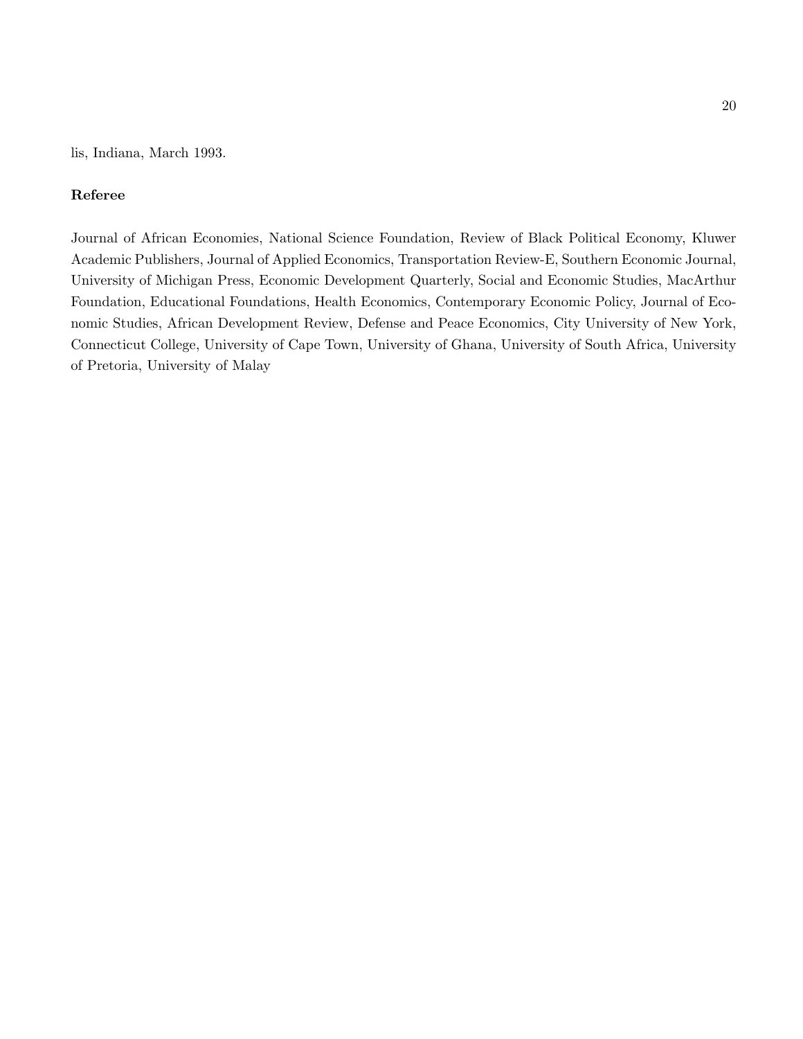lis, Indiana, March 1993.

**Referee**

Journal of African Economies, National Science Foundation, Review of Black Political Economy, Kluwer Academic Publishers, Journal of Applied Economics, Transportation Review-E, Southern Economic Journal, University of Michigan Press, Economic Development Quarterly, Social and Economic Studies, MacArthur Foundation, Educational Foundations, Health Economics, Contemporary Economic Policy, Journal of Economic Studies, African Development Review, Defense and Peace Economics, City University of New York, Connecticut College, University of Cape Town, University of Ghana, University of South Africa, University of Pretoria, University of Malay